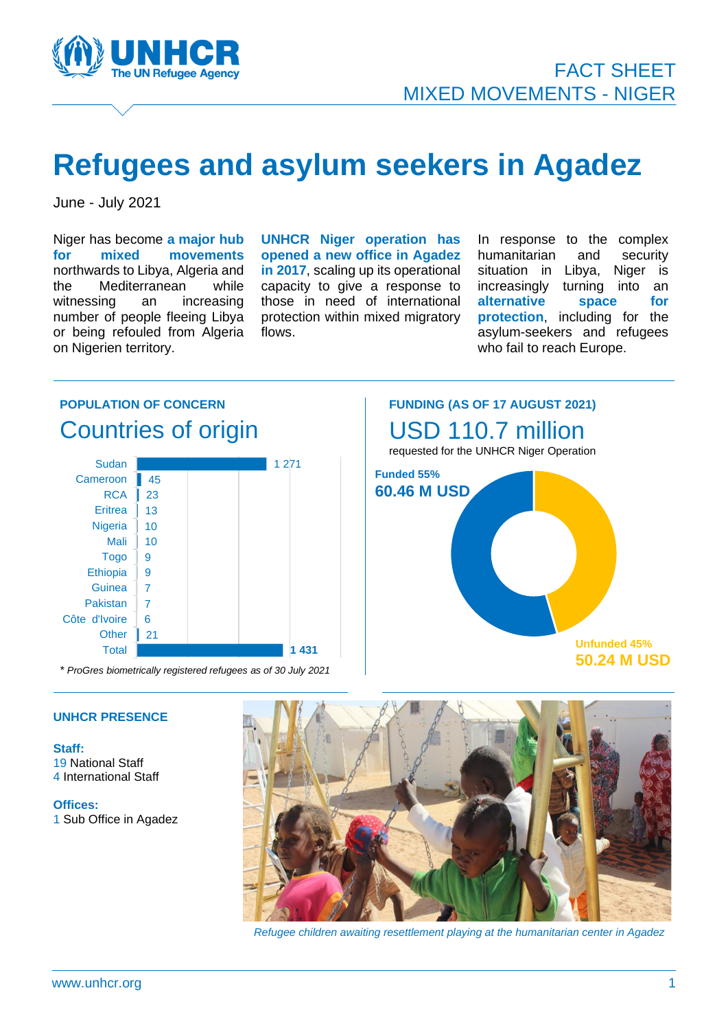FACT SHEET
MIXED MOVEMENTS - NIGER

# Refugees and asylum seekers in Agadez

June - July 2021

Niger has become **a major hub for mixed movements** northwards to Libya, Algeria and the Mediterranean while witnessing an increasing number of people fleeing Libya or being refouled from Algeria on Nigerien territory.

**UNHCR Niger operation has opened a new office in Agadez in 2017**, scaling up its operational capacity to give a response to those in need of international protection within mixed migratory flows.

In response to the complex humanitarian and security situation in Libya, Niger is increasingly turning into an **alternative space for protection**, including for the asylum-seekers and refugees who fail to reach Europe.

## POPULATION OF CONCERN

### Countries of origin

| Country | Number |
|---|---|
| Sudan | 1 271 |
| Cameroon | 45 |
| RCA | 23 |
| Eritrea | 13 |
| Nigeria | 10 |
| Mali | 10 |
| Togo | 9 |
| Ethiopia | 9 |
| Guinea | 7 |
| Pakistan | 7 |
| Côte d'Ivoire | 6 |
| Other | 21 |
| **Total** | **1 431** |

\* *ProGres biometrically registered refugees as of 30 July 2021*

## FUNDING (AS OF 17 AUGUST 2021)

### USD 110.7 million

requested for the UNHCR Niger Operation

**Funded 55%**
**60.46 M USD**

**Unfunded 45%**
**50.24 M USD**

## UNHCR PRESENCE

**Staff:**
19 National Staff
4 International Staff

**Offices:**
1 Sub Office in Agadez

*Refugee children awaiting resettlement playing at the humanitarian center in Agadez*

www.unhcr.org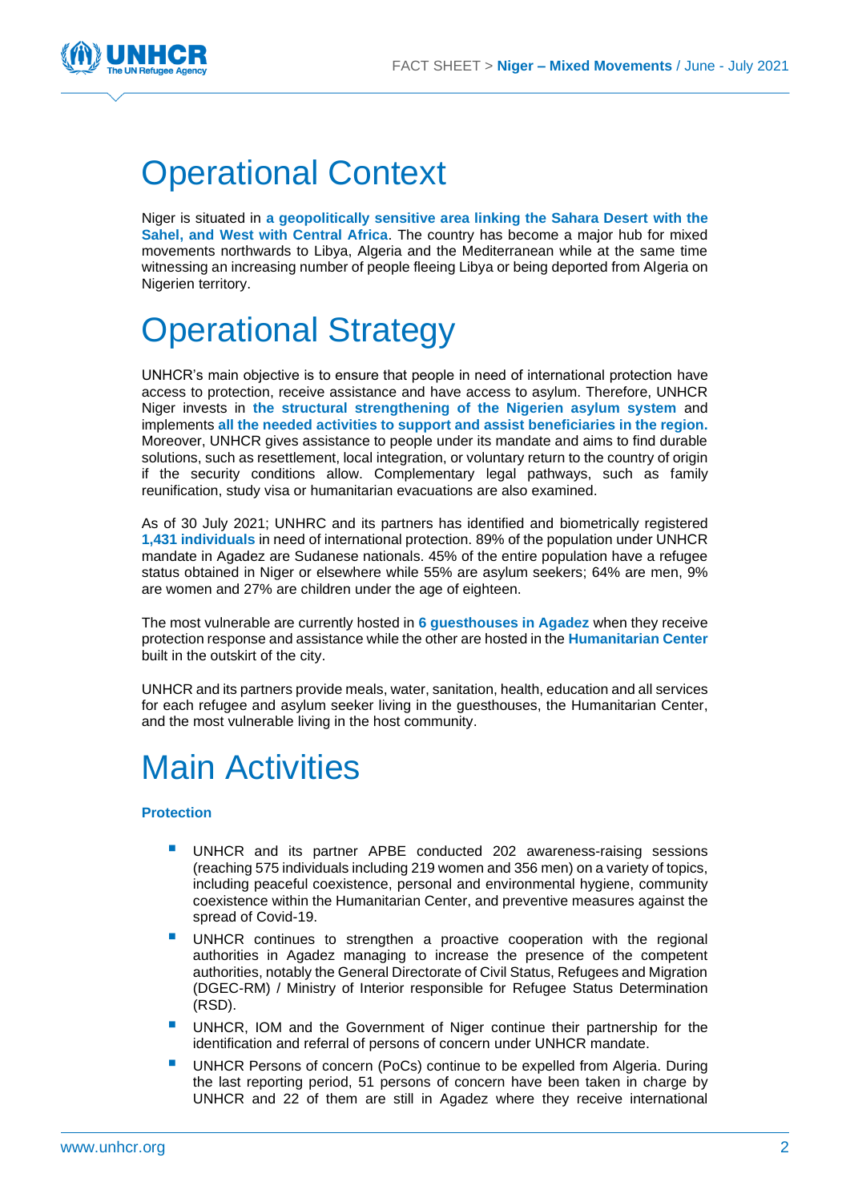# Operational Context

Niger is situated in **a geopolitically sensitive area linking the Sahara Desert with the Sahel, and West with Central Africa**. The country has become a major hub for mixed movements northwards to Libya, Algeria and the Mediterranean while at the same time witnessing an increasing number of people fleeing Libya or being deported from Algeria on Nigerien territory.

# Operational Strategy

UNHCR's main objective is to ensure that people in need of international protection have access to protection, receive assistance and have access to asylum. Therefore, UNHCR Niger invests in **the structural strengthening of the Nigerien asylum system** and implements **all the needed activities to support and assist beneficiaries in the region.** Moreover, UNHCR gives assistance to people under its mandate and aims to find durable solutions, such as resettlement, local integration, or voluntary return to the country of origin if the security conditions allow. Complementary legal pathways, such as family reunification, study visa or humanitarian evacuations are also examined.

As of 30 July 2021; UNHRC and its partners has identified and biometrically registered **1,431 individuals** in need of international protection. 89% of the population under UNHCR mandate in Agadez are Sudanese nationals. 45% of the entire population have a refugee status obtained in Niger or elsewhere while 55% are asylum seekers; 64% are men, 9% are women and 27% are children under the age of eighteen.

The most vulnerable are currently hosted in **6 guesthouses in Agadez** when they receive protection response and assistance while the other are hosted in the **Humanitarian Center** built in the outskirt of the city.

UNHCR and its partners provide meals, water, sanitation, health, education and all services for each refugee and asylum seeker living in the guesthouses, the Humanitarian Center, and the most vulnerable living in the host community.

# Main Activities

### Protection

- UNHCR and its partner APBE conducted 202 awareness-raising sessions (reaching 575 individuals including 219 women and 356 men) on a variety of topics, including peaceful coexistence, personal and environmental hygiene, community coexistence within the Humanitarian Center, and preventive measures against the spread of Covid-19.
- UNHCR continues to strengthen a proactive cooperation with the regional authorities in Agadez managing to increase the presence of the competent authorities, notably the General Directorate of Civil Status, Refugees and Migration (DGEC-RM) / Ministry of Interior responsible for Refugee Status Determination (RSD).
- UNHCR, IOM and the Government of Niger continue their partnership for the identification and referral of persons of concern under UNHCR mandate.
- UNHCR Persons of concern (PoCs) continue to be expelled from Algeria. During the last reporting period, 51 persons of concern have been taken in charge by UNHCR and 22 of them are still in Agadez where they receive international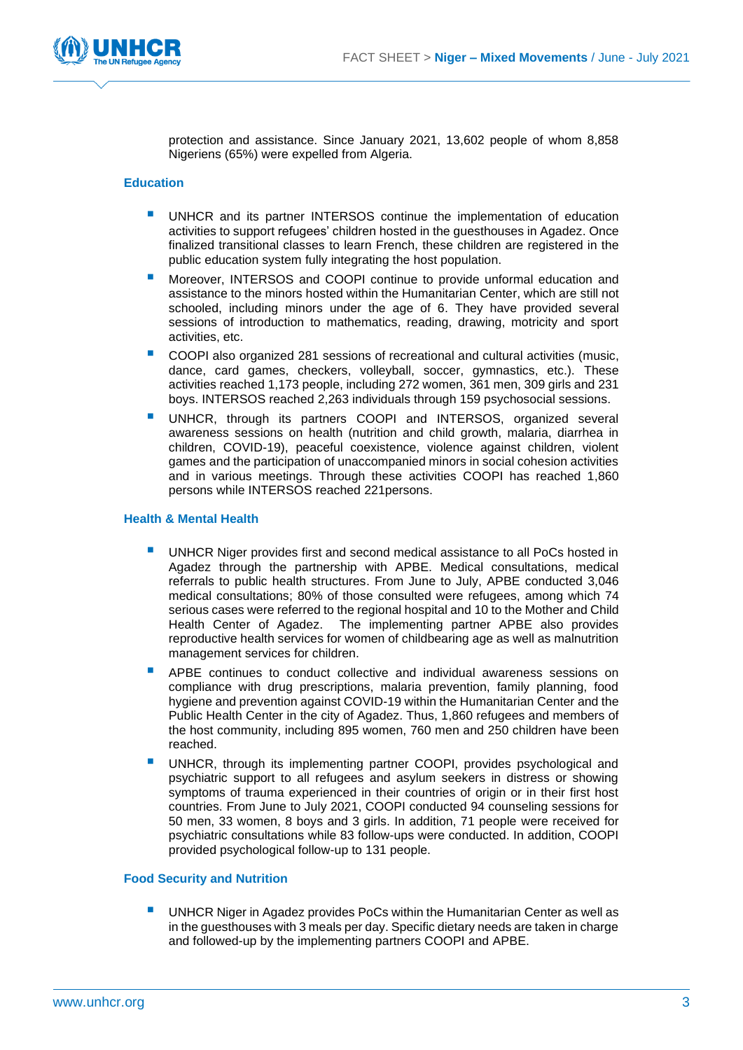protection and assistance. Since January 2021, 13,602 people of whom 8,858 Nigeriens (65%) were expelled from Algeria.

### Education

- UNHCR and its partner INTERSOS continue the implementation of education activities to support refugees' children hosted in the guesthouses in Agadez. Once finalized transitional classes to learn French, these children are registered in the public education system fully integrating the host population.
- Moreover, INTERSOS and COOPI continue to provide unformal education and assistance to the minors hosted within the Humanitarian Center, which are still not schooled, including minors under the age of 6. They have provided several sessions of introduction to mathematics, reading, drawing, motricity and sport activities, etc.
- COOPI also organized 281 sessions of recreational and cultural activities (music, dance, card games, checkers, volleyball, soccer, gymnastics, etc.). These activities reached 1,173 people, including 272 women, 361 men, 309 girls and 231 boys. INTERSOS reached 2,263 individuals through 159 psychosocial sessions.
- UNHCR, through its partners COOPI and INTERSOS, organized several awareness sessions on health (nutrition and child growth, malaria, diarrhea in children, COVID-19), peaceful coexistence, violence against children, violent games and the participation of unaccompanied minors in social cohesion activities and in various meetings. Through these activities COOPI has reached 1,860 persons while INTERSOS reached 221persons.

### Health & Mental Health

- UNHCR Niger provides first and second medical assistance to all PoCs hosted in Agadez through the partnership with APBE. Medical consultations, medical referrals to public health structures. From June to July, APBE conducted 3,046 medical consultations; 80% of those consulted were refugees, among which 74 serious cases were referred to the regional hospital and 10 to the Mother and Child Health Center of Agadez. The implementing partner APBE also provides reproductive health services for women of childbearing age as well as malnutrition management services for children.
- APBE continues to conduct collective and individual awareness sessions on compliance with drug prescriptions, malaria prevention, family planning, food hygiene and prevention against COVID-19 within the Humanitarian Center and the Public Health Center in the city of Agadez. Thus, 1,860 refugees and members of the host community, including 895 women, 760 men and 250 children have been reached.
- UNHCR, through its implementing partner COOPI, provides psychological and psychiatric support to all refugees and asylum seekers in distress or showing symptoms of trauma experienced in their countries of origin or in their first host countries. From June to July 2021, COOPI conducted 94 counseling sessions for 50 men, 33 women, 8 boys and 3 girls. In addition, 71 people were received for psychiatric consultations while 83 follow-ups were conducted. In addition, COOPI provided psychological follow-up to 131 people.

### Food Security and Nutrition

- UNHCR Niger in Agadez provides PoCs within the Humanitarian Center as well as in the guesthouses with 3 meals per day. Specific dietary needs are taken in charge and followed-up by the implementing partners COOPI and APBE.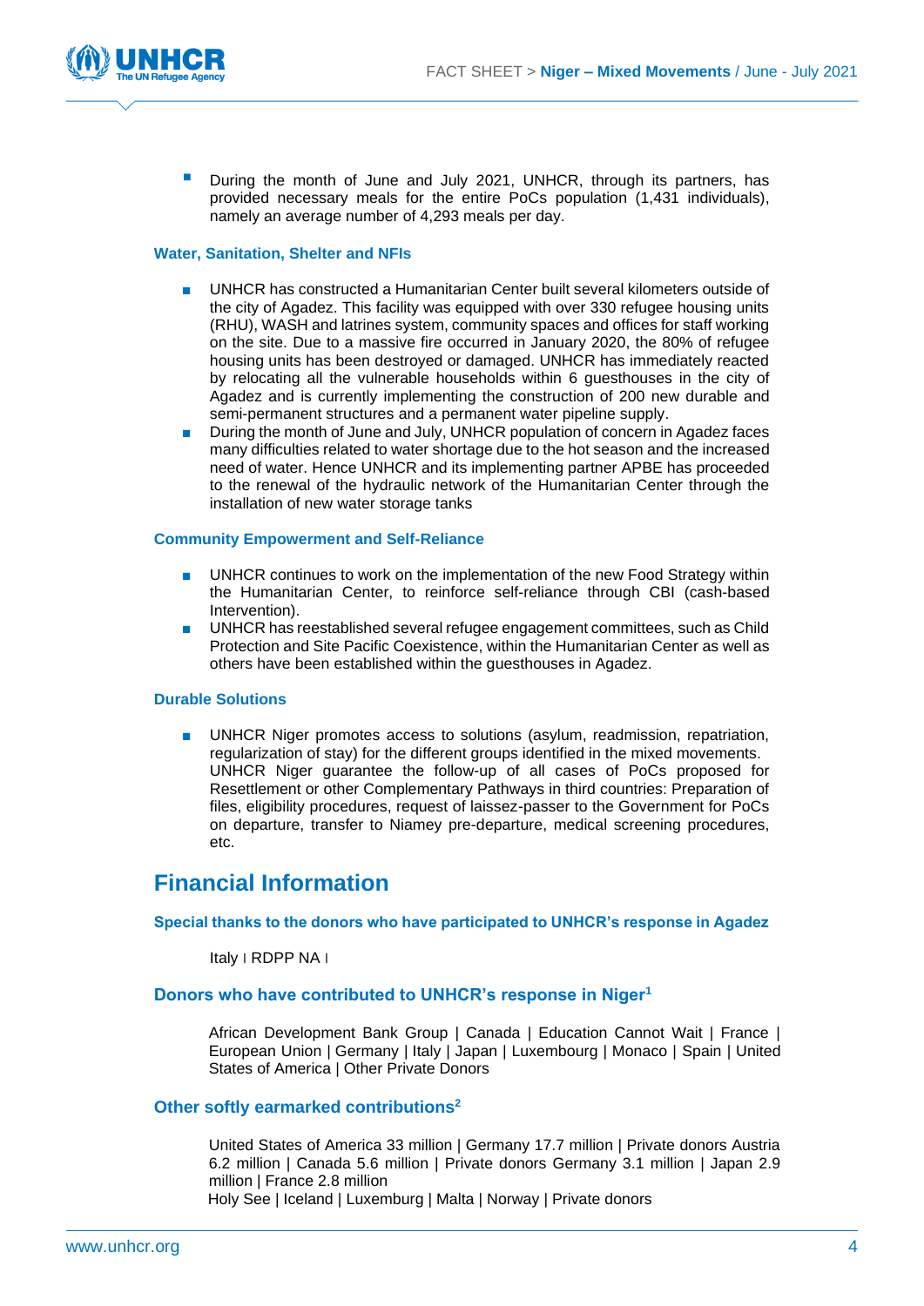- During the month of June and July 2021, UNHCR, through its partners, has provided necessary meals for the entire PoCs population (1,431 individuals), namely an average number of 4,293 meals per day.

### Water, Sanitation, Shelter and NFIs

- UNHCR has constructed a Humanitarian Center built several kilometers outside of the city of Agadez. This facility was equipped with over 330 refugee housing units (RHU), WASH and latrines system, community spaces and offices for staff working on the site. Due to a massive fire occurred in January 2020, the 80% of refugee housing units has been destroyed or damaged. UNHCR has immediately reacted by relocating all the vulnerable households within 6 guesthouses in the city of Agadez and is currently implementing the construction of 200 new durable and semi-permanent structures and a permanent water pipeline supply.
- During the month of June and July, UNHCR population of concern in Agadez faces many difficulties related to water shortage due to the hot season and the increased need of water. Hence UNHCR and its implementing partner APBE has proceeded to the renewal of the hydraulic network of the Humanitarian Center through the installation of new water storage tanks

### Community Empowerment and Self-Reliance

- UNHCR continues to work on the implementation of the new Food Strategy within the Humanitarian Center, to reinforce self-reliance through CBI (cash-based Intervention).
- UNHCR has reestablished several refugee engagement committees, such as Child Protection and Site Pacific Coexistence, within the Humanitarian Center as well as others have been established within the guesthouses in Agadez.

### Durable Solutions

- UNHCR Niger promotes access to solutions (asylum, readmission, repatriation, regularization of stay) for the different groups identified in the mixed movements. UNHCR Niger guarantee the follow-up of all cases of PoCs proposed for Resettlement or other Complementary Pathways in third countries: Preparation of files, eligibility procedures, request of laissez-passer to the Government for PoCs on departure, transfer to Niamey pre-departure, medical screening procedures, etc.

## Financial Information

### Special thanks to the donors who have participated to UNHCR's response in Agadez

Italy I RDPP NA I

### Donors who have contributed to UNHCR's response in Niger[1]

African Development Bank Group | Canada | Education Cannot Wait | France | European Union | Germany | Italy | Japan | Luxembourg | Monaco | Spain | United States of America | Other Private Donors

### Other softly earmarked contributions[2]

United States of America 33 million | Germany 17.7 million | Private donors Austria 6.2 million | Canada 5.6 million | Private donors Germany 3.1 million | Japan 2.9 million | France 2.8 million
Holy See | Iceland | Luxemburg | Malta | Norway | Private donors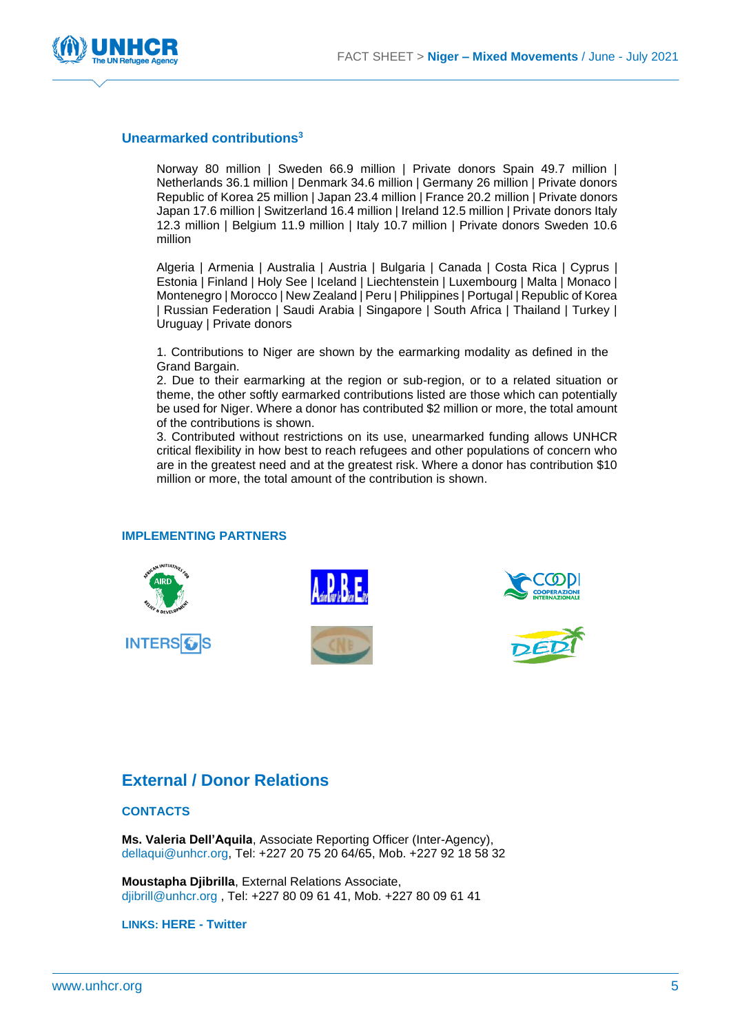## Unearmarked contributions[3]

Norway 80 million | Sweden 66.9 million | Private donors Spain 49.7 million | Netherlands 36.1 million | Denmark 34.6 million | Germany 26 million | Private donors Republic of Korea 25 million | Japan 23.4 million | France 20.2 million | Private donors Japan 17.6 million | Switzerland 16.4 million | Ireland 12.5 million | Private donors Italy 12.3 million | Belgium 11.9 million | Italy 10.7 million | Private donors Sweden 10.6 million

Algeria | Armenia | Australia | Austria | Bulgaria | Canada | Costa Rica | Cyprus | Estonia | Finland | Holy See | Iceland | Liechtenstein | Luxembourg | Malta | Monaco | Montenegro | Morocco | New Zealand | Peru | Philippines | Portugal | Republic of Korea | Russian Federation | Saudi Arabia | Singapore | South Africa | Thailand | Turkey | Uruguay | Private donors

1. Contributions to Niger are shown by the earmarking modality as defined in the Grand Bargain.
2. Due to their earmarking at the region or sub-region, or to a related situation or theme, the other softly earmarked contributions listed are those which can potentially be used for Niger. Where a donor has contributed $2 million or more, the total amount of the contributions is shown.
3. Contributed without restrictions on its use, unearmarked funding allows UNHCR critical flexibility in how best to reach refugees and other populations of concern who are in the greatest need and at the greatest risk. Where a donor has contribution $10 million or more, the total amount of the contribution is shown.

### IMPLEMENTING PARTNERS

AIRD | A.P.B.E. | COOPI | INTERSOS | CNE | DEDI

## External / Donor Relations

### CONTACTS

**Ms. Valeria Dell'Aquila**, Associate Reporting Officer (Inter-Agency), dellaqui@unhcr.org, Tel: +227 20 75 20 64/65, Mob. +227 92 18 58 32

**Moustapha Djibrilla**, External Relations Associate, djibrill@unhcr.org , Tel: +227 80 09 61 41, Mob. +227 80 09 61 41

**LINKS: HERE - Twitter**